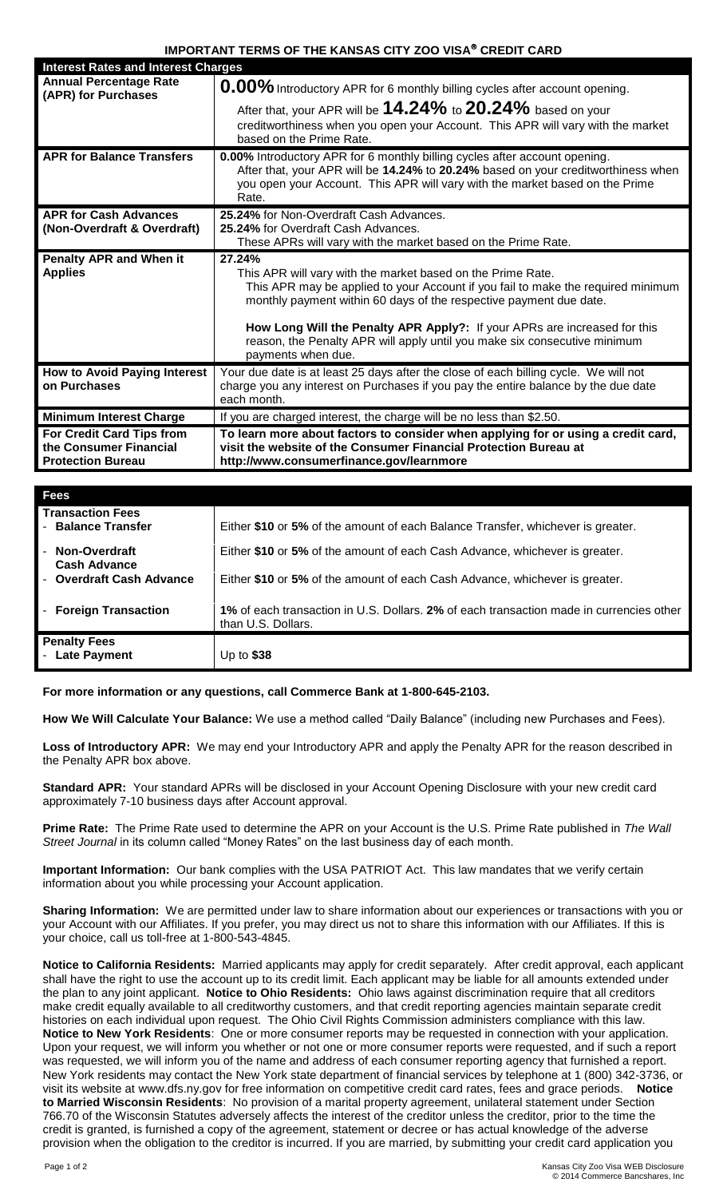# IMPORTANT TERMS OF THE KANSAS CITY ZOO VISA® CREDIT CARD

| Interest Rates and Interest Charges | |
|---|---|
| **Annual Percentage Rate (APR) for Purchases** | **0.00%** Introductory APR for 6 monthly billing cycles after account opening. After that, your APR will be **14.24%** to **20.24%** based on your creditworthiness when you open your Account. This APR will vary with the market based on the Prime Rate. |
| **APR for Balance Transfers** | **0.00%** Introductory APR for 6 monthly billing cycles after account opening. After that, your APR will be **14.24%** to **20.24%** based on your creditworthiness when you open your Account. This APR will vary with the market based on the Prime Rate. |
| **APR for Cash Advances (Non-Overdraft & Overdraft)** | **25.24%** for Non-Overdraft Cash Advances. **25.24%** for Overdraft Cash Advances. These APRs will vary with the market based on the Prime Rate. |
| **Penalty APR and When it Applies** | **27.24%** This APR will vary with the market based on the Prime Rate. This APR may be applied to your Account if you fail to make the required minimum monthly payment within 60 days of the respective payment due date. **How Long Will the Penalty APR Apply?:** If your APRs are increased for this reason, the Penalty APR will apply until you make six consecutive minimum payments when due. |
| **How to Avoid Paying Interest on Purchases** | Your due date is at least 25 days after the close of each billing cycle. We will not charge you any interest on Purchases if you pay the entire balance by the due date each month. |
| **Minimum Interest Charge** | If you are charged interest, the charge will be no less than $2.50. |
| **For Credit Card Tips from the Consumer Financial Protection Bureau** | **To learn more about factors to consider when applying for or using a credit card, visit the website of the Consumer Financial Protection Bureau at http://www.consumerfinance.gov/learnmore** |

| Fees | |
|---|---|
| **Transaction Fees** | |
| - **Balance Transfer** | Either **$10** or **5%** of the amount of each Balance Transfer, whichever is greater. |
| - **Non-Overdraft Cash Advance** | Either **$10** or **5%** of the amount of each Cash Advance, whichever is greater. |
| - **Overdraft Cash Advance** | Either **$10** or **5%** of the amount of each Cash Advance, whichever is greater. |
| - **Foreign Transaction** | **1%** of each transaction in U.S. Dollars. **2%** of each transaction made in currencies other than U.S. Dollars. |
| **Penalty Fees** | |
| - **Late Payment** | Up to **$38** |

**For more information or any questions, call Commerce Bank at 1-800-645-2103.**

**How We Will Calculate Your Balance:** We use a method called "Daily Balance" (including new Purchases and Fees).

**Loss of Introductory APR:** We may end your Introductory APR and apply the Penalty APR for the reason described in the Penalty APR box above.

**Standard APR:** Your standard APRs will be disclosed in your Account Opening Disclosure with your new credit card approximately 7-10 business days after Account approval.

**Prime Rate:** The Prime Rate used to determine the APR on your Account is the U.S. Prime Rate published in *The Wall Street Journal* in its column called "Money Rates" on the last business day of each month.

**Important Information:** Our bank complies with the USA PATRIOT Act. This law mandates that we verify certain information about you while processing your Account application.

**Sharing Information:** We are permitted under law to share information about our experiences or transactions with you or your Account with our Affiliates. If you prefer, you may direct us not to share this information with our Affiliates. If this is your choice, call us toll-free at 1-800-543-4845.

**Notice to California Residents:** Married applicants may apply for credit separately. After credit approval, each applicant shall have the right to use the account up to its credit limit. Each applicant may be liable for all amounts extended under the plan to any joint applicant. **Notice to Ohio Residents:** Ohio laws against discrimination require that all creditors make credit equally available to all creditworthy customers, and that credit reporting agencies maintain separate credit histories on each individual upon request. The Ohio Civil Rights Commission administers compliance with this law. **Notice to New York Residents**: One or more consumer reports may be requested in connection with your application. Upon your request, we will inform you whether or not one or more consumer reports were requested, and if such a report was requested, we will inform you of the name and address of each consumer reporting agency that furnished a report. New York residents may contact the New York state department of financial services by telephone at 1 (800) 342-3736, or visit its website at www.dfs.ny.gov for free information on competitive credit card rates, fees and grace periods. **Notice to Married Wisconsin Residents**: No provision of a marital property agreement, unilateral statement under Section 766.70 of the Wisconsin Statutes adversely affects the interest of the creditor unless the creditor, prior to the time the credit is granted, is furnished a copy of the agreement, statement or decree or has actual knowledge of the adverse provision when the obligation to the creditor is incurred. If you are married, by submitting your credit card application you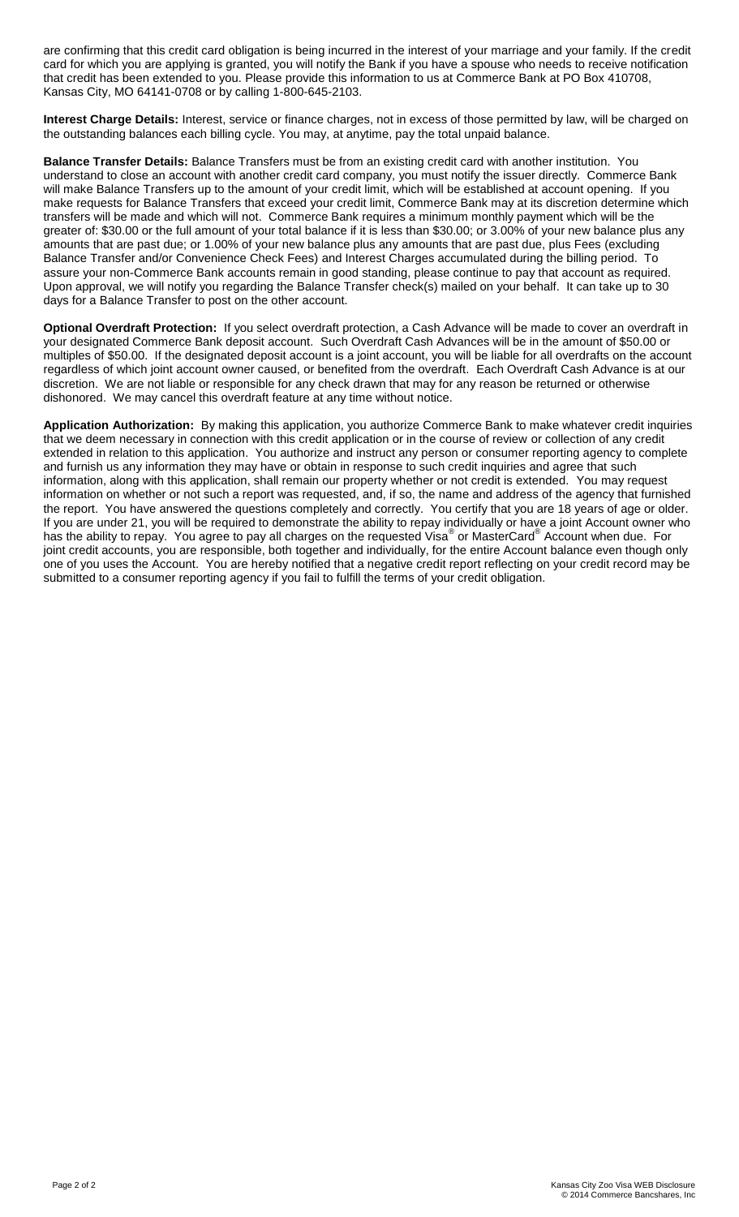are confirming that this credit card obligation is being incurred in the interest of your marriage and your family. If the credit card for which you are applying is granted, you will notify the Bank if you have a spouse who needs to receive notification that credit has been extended to you. Please provide this information to us at Commerce Bank at PO Box 410708, Kansas City, MO 64141-0708 or by calling 1-800-645-2103.

**Interest Charge Details:** Interest, service or finance charges, not in excess of those permitted by law, will be charged on the outstanding balances each billing cycle. You may, at anytime, pay the total unpaid balance.

**Balance Transfer Details:** Balance Transfers must be from an existing credit card with another institution. You understand to close an account with another credit card company, you must notify the issuer directly. Commerce Bank will make Balance Transfers up to the amount of your credit limit, which will be established at account opening. If you make requests for Balance Transfers that exceed your credit limit, Commerce Bank may at its discretion determine which transfers will be made and which will not. Commerce Bank requires a minimum monthly payment which will be the greater of: $30.00 or the full amount of your total balance if it is less than $30.00; or 3.00% of your new balance plus any amounts that are past due; or 1.00% of your new balance plus any amounts that are past due, plus Fees (excluding Balance Transfer and/or Convenience Check Fees) and Interest Charges accumulated during the billing period. To assure your non-Commerce Bank accounts remain in good standing, please continue to pay that account as required. Upon approval, we will notify you regarding the Balance Transfer check(s) mailed on your behalf. It can take up to 30 days for a Balance Transfer to post on the other account.

**Optional Overdraft Protection:** If you select overdraft protection, a Cash Advance will be made to cover an overdraft in your designated Commerce Bank deposit account. Such Overdraft Cash Advances will be in the amount of $50.00 or multiples of $50.00. If the designated deposit account is a joint account, you will be liable for all overdrafts on the account regardless of which joint account owner caused, or benefited from the overdraft. Each Overdraft Cash Advance is at our discretion. We are not liable or responsible for any check drawn that may for any reason be returned or otherwise dishonored. We may cancel this overdraft feature at any time without notice.

**Application Authorization:** By making this application, you authorize Commerce Bank to make whatever credit inquiries that we deem necessary in connection with this credit application or in the course of review or collection of any credit extended in relation to this application. You authorize and instruct any person or consumer reporting agency to complete and furnish us any information they may have or obtain in response to such credit inquiries and agree that such information, along with this application, shall remain our property whether or not credit is extended. You may request information on whether or not such a report was requested, and, if so, the name and address of the agency that furnished the report. You have answered the questions completely and correctly. You certify that you are 18 years of age or older. If you are under 21, you will be required to demonstrate the ability to repay individually or have a joint Account owner who has the ability to repay. You agree to pay all charges on the requested Visa® or MasterCard® Account when due. For joint credit accounts, you are responsible, both together and individually, for the entire Account balance even though only one of you uses the Account. You are hereby notified that a negative credit report reflecting on your credit record may be submitted to a consumer reporting agency if you fail to fulfill the terms of your credit obligation.

Kansas City Zoo Visa WEB Disclosure
© 2014 Commerce Bancshares, Inc